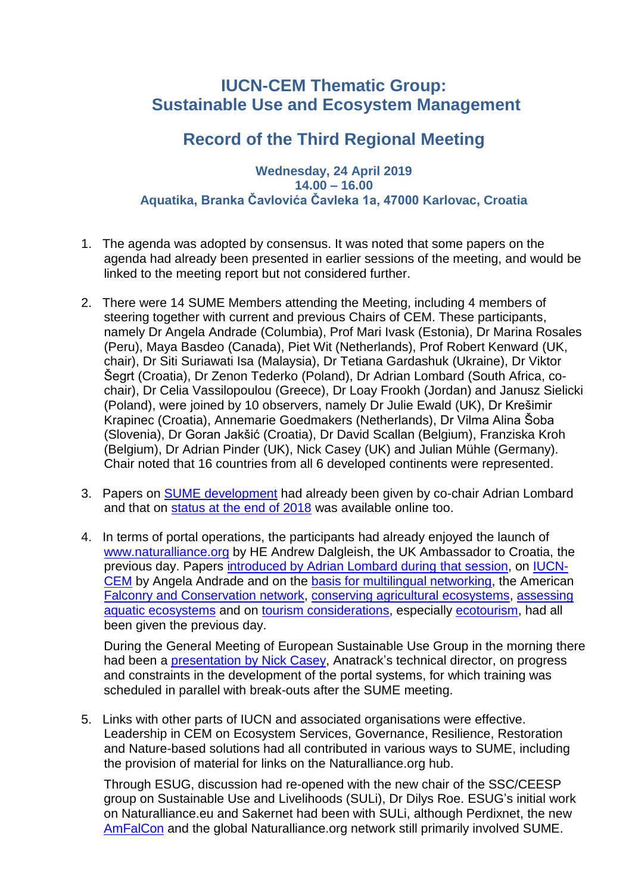# IUCN-CEM Thematic Group: Sustainable Use and Ecosystem Management

## Record of the Third Regional Meeting

**Wednesday, 24 April 2019**
**14.00 – 16.00**
**Aquatika, Branka Čavlovića Čavleka 1a, 47000 Karlovac, Croatia**

1. The agenda was adopted by consensus. It was noted that some papers on the agenda had already been presented in earlier sessions of the meeting, and would be linked to the meeting report but not considered further.

2. There were 14 SUME Members attending the Meeting, including 4 members of steering together with current and previous Chairs of CEM. These participants, namely Dr Angela Andrade (Columbia), Prof Mari Ivask (Estonia), Dr Marina Rosales (Peru), Maya Basdeo (Canada), Piet Wit (Netherlands), Prof Robert Kenward (UK, chair), Dr Siti Suriawati Isa (Malaysia), Dr Tetiana Gardashuk (Ukraine), Dr Viktor Šegrt (Croatia), Dr Zenon Tederko (Poland), Dr Adrian Lombard (South Africa, co-chair), Dr Celia Vassilopoulou (Greece), Dr Loay Frookh (Jordan) and Janusz Sielicki (Poland), were joined by 10 observers, namely Dr Julie Ewald (UK), Dr Krešimir Krapinec (Croatia), Annemarie Goedmakers (Netherlands), Dr Vilma Alina Šoba (Slovenia), Dr Goran Jakšić (Croatia), Dr David Scallan (Belgium), Franziska Kroh (Belgium), Dr Adrian Pinder (UK), Nick Casey (UK) and Julian Mühle (Germany). Chair noted that 16 countries from all 6 developed continents were represented.

3. Papers on SUME development had already been given by co-chair Adrian Lombard and that on status at the end of 2018 was available online too.

4. In terms of portal operations, the participants had already enjoyed the launch of www.naturalliance.org by HE Andrew Dalgleish, the UK Ambassador to Croatia, the previous day. Papers introduced by Adrian Lombard during that session, on IUCN-CEM by Angela Andrade and on the basis for multilingual networking, the American Falconry and Conservation network, conserving agricultural ecosystems, assessing aquatic ecosystems and on tourism considerations, especially ecotourism, had all been given the previous day.

   During the General Meeting of European Sustainable Use Group in the morning there had been a presentation by Nick Casey, Anatrack's technical director, on progress and constraints in the development of the portal systems, for which training was scheduled in parallel with break-outs after the SUME meeting.

5. Links with other parts of IUCN and associated organisations were effective. Leadership in CEM on Ecosystem Services, Governance, Resilience, Restoration and Nature-based solutions had all contributed in various ways to SUME, including the provision of material for links on the Naturalliance.org hub.

   Through ESUG, discussion had re-opened with the new chair of the SSC/CEESP group on Sustainable Use and Livelihoods (SULi), Dr Dilys Roe. ESUG's initial work on Naturalliance.eu and Sakernet had been with SULi, although Perdixnet, the new AmFalCon and the global Naturalliance.org network still primarily involved SUME.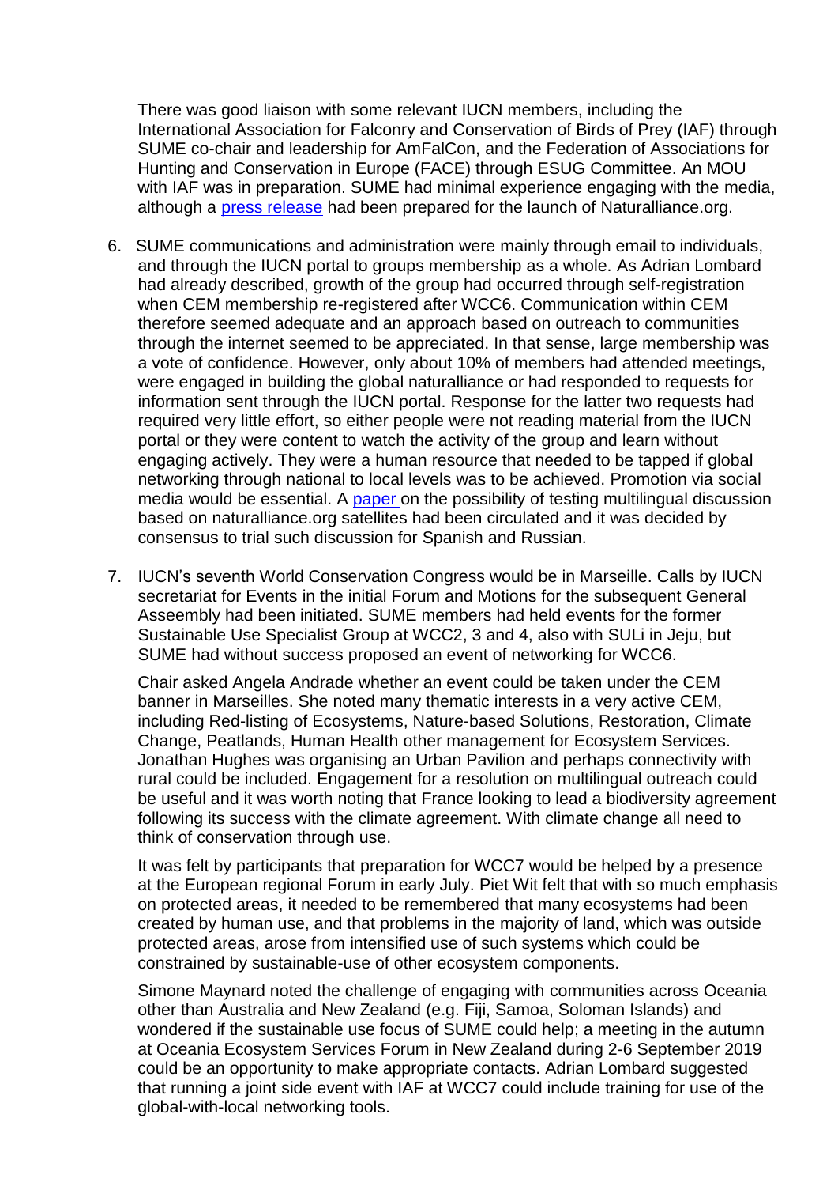There was good liaison with some relevant IUCN members, including the International Association for Falconry and Conservation of Birds of Prey (IAF) through SUME co-chair and leadership for AmFalCon, and the Federation of Associations for Hunting and Conservation in Europe (FACE) through ESUG Committee. An MOU with IAF was in preparation. SUME had minimal experience engaging with the media, although a press release had been prepared for the launch of Naturalliance.org.

6. SUME communications and administration were mainly through email to individuals, and through the IUCN portal to groups membership as a whole. As Adrian Lombard had already described, growth of the group had occurred through self-registration when CEM membership re-registered after WCC6. Communication within CEM therefore seemed adequate and an approach based on outreach to communities through the internet seemed to be appreciated. In that sense, large membership was a vote of confidence. However, only about 10% of members had attended meetings, were engaged in building the global naturalliance or had responded to requests for information sent through the IUCN portal. Response for the latter two requests had required very little effort, so either people were not reading material from the IUCN portal or they were content to watch the activity of the group and learn without engaging actively. They were a human resource that needed to be tapped if global networking through national to local levels was to be achieved. Promotion via social media would be essential. A paper on the possibility of testing multilingual discussion based on naturalliance.org satellites had been circulated and it was decided by consensus to trial such discussion for Spanish and Russian.

7. IUCN's seventh World Conservation Congress would be in Marseille. Calls by IUCN secretariat for Events in the initial Forum and Motions for the subsequent General Asseembly had been initiated. SUME members had held events for the former Sustainable Use Specialist Group at WCC2, 3 and 4, also with SULi in Jeju, but SUME had without success proposed an event of networking for WCC6.

   Chair asked Angela Andrade whether an event could be taken under the CEM banner in Marseilles. She noted many thematic interests in a very active CEM, including Red-listing of Ecosystems, Nature-based Solutions, Restoration, Climate Change, Peatlands, Human Health other management for Ecosystem Services. Jonathan Hughes was organising an Urban Pavilion and perhaps connectivity with rural could be included. Engagement for a resolution on multilingual outreach could be useful and it was worth noting that France looking to lead a biodiversity agreement following its success with the climate agreement. With climate change all need to think of conservation through use.

   It was felt by participants that preparation for WCC7 would be helped by a presence at the European regional Forum in early July. Piet Wit felt that with so much emphasis on protected areas, it needed to be remembered that many ecosystems had been created by human use, and that problems in the majority of land, which was outside protected areas, arose from intensified use of such systems which could be constrained by sustainable-use of other ecosystem components.

   Simone Maynard noted the challenge of engaging with communities across Oceania other than Australia and New Zealand (e.g. Fiji, Samoa, Soloman Islands) and wondered if the sustainable use focus of SUME could help; a meeting in the autumn at Oceania Ecosystem Services Forum in New Zealand during 2-6 September 2019 could be an opportunity to make appropriate contacts. Adrian Lombard suggested that running a joint side event with IAF at WCC7 could include training for use of the global-with-local networking tools.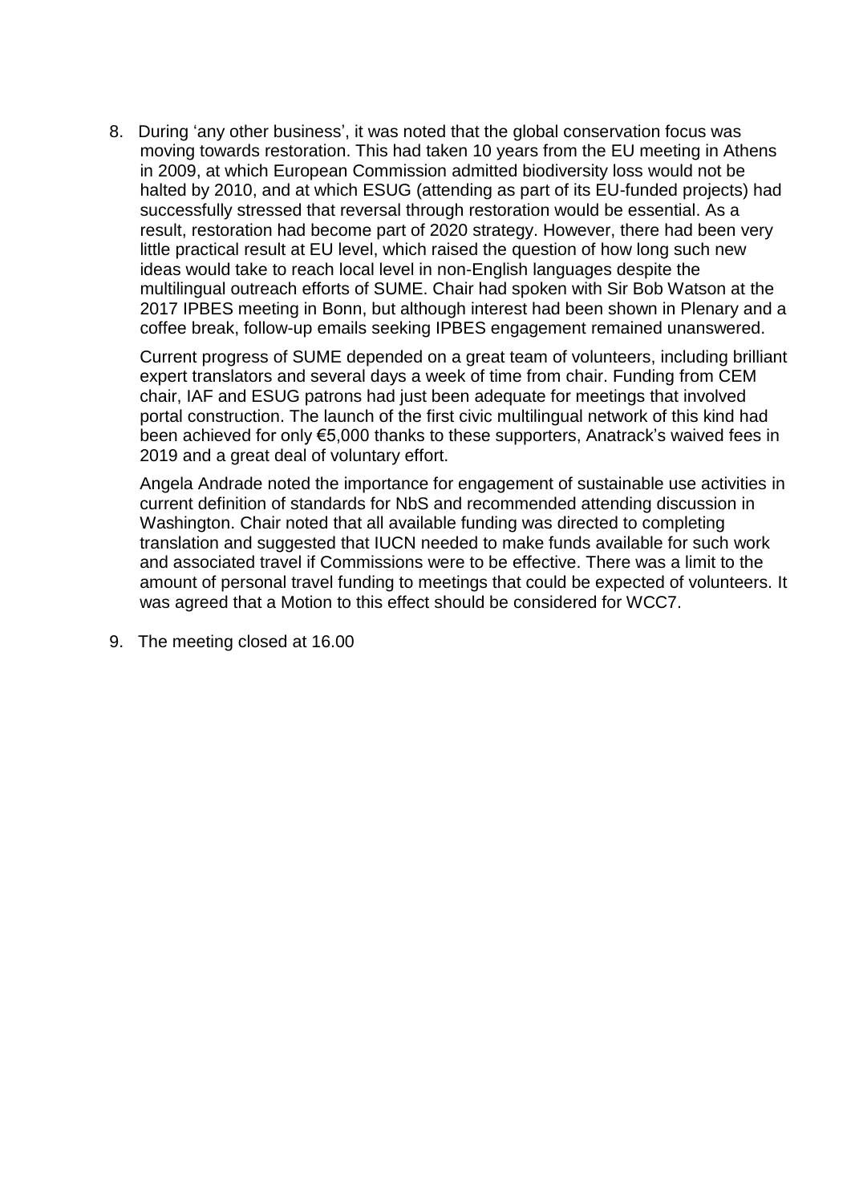8. During ‘any other business’, it was noted that the global conservation focus was moving towards restoration. This had taken 10 years from the EU meeting in Athens in 2009, at which European Commission admitted biodiversity loss would not be halted by 2010, and at which ESUG (attending as part of its EU-funded projects) had successfully stressed that reversal through restoration would be essential. As a result, restoration had become part of 2020 strategy. However, there had been very little practical result at EU level, which raised the question of how long such new ideas would take to reach local level in non-English languages despite the multilingual outreach efforts of SUME. Chair had spoken with Sir Bob Watson at the 2017 IPBES meeting in Bonn, but although interest had been shown in Plenary and a coffee break, follow-up emails seeking IPBES engagement remained unanswered.

   Current progress of SUME depended on a great team of volunteers, including brilliant expert translators and several days a week of time from chair. Funding from CEM chair, IAF and ESUG patrons had just been adequate for meetings that involved portal construction. The launch of the first civic multilingual network of this kind had been achieved for only €5,000 thanks to these supporters, Anatrack’s waived fees in 2019 and a great deal of voluntary effort.

   Angela Andrade noted the importance for engagement of sustainable use activities in current definition of standards for NbS and recommended attending discussion in Washington. Chair noted that all available funding was directed to completing translation and suggested that IUCN needed to make funds available for such work and associated travel if Commissions were to be effective. There was a limit to the amount of personal travel funding to meetings that could be expected of volunteers. It was agreed that a Motion to this effect should be considered for WCC7.

9. The meeting closed at 16.00